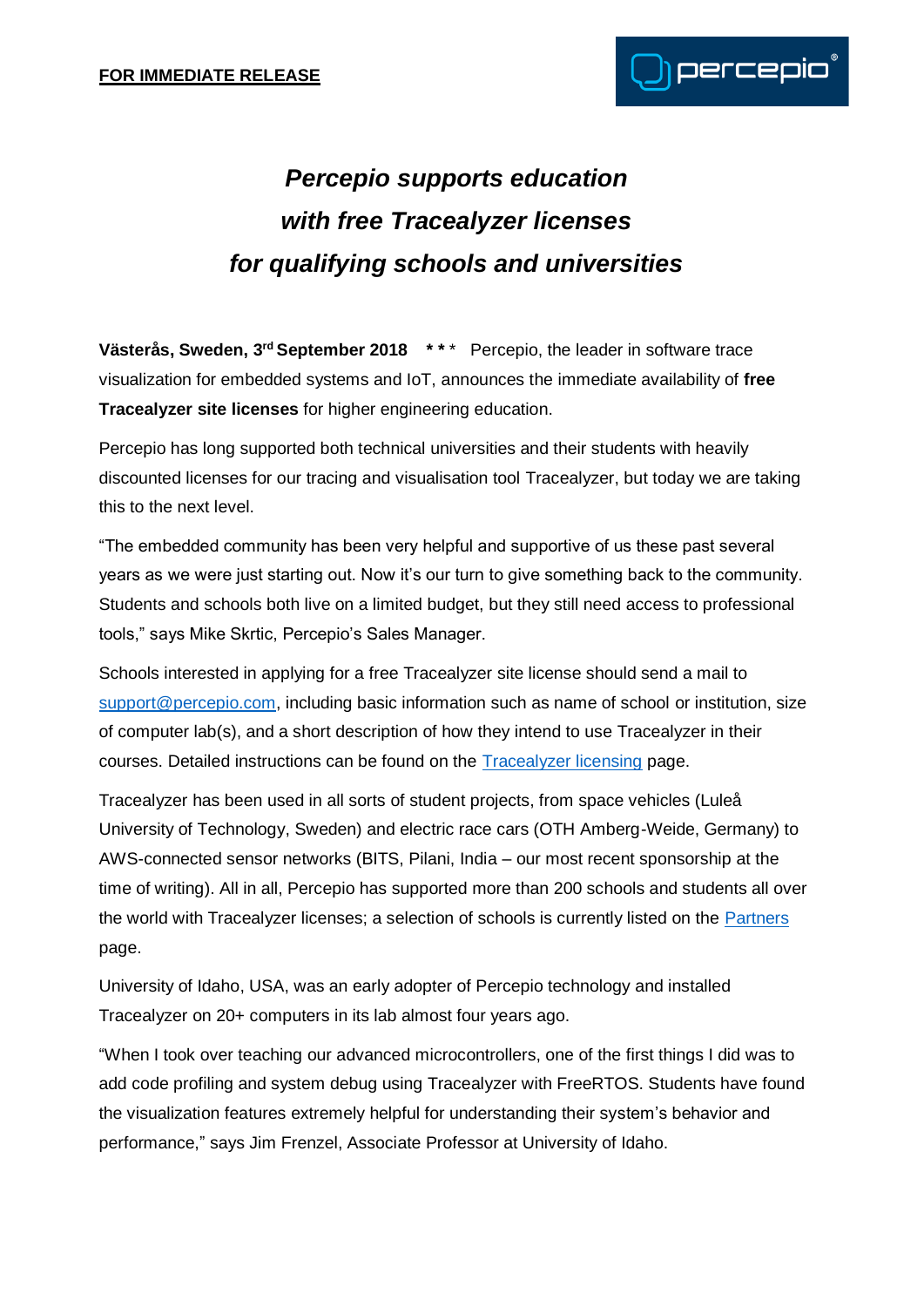**FOR IMMEDIATE RELEASE**

# *Percepio supports education with free Tracealyzer licenses for qualifying schools and universities*

**Västerås, Sweden, 3rd September 2018 \* \* \*** Percepio, the leader in software trace visualization for embedded systems and IoT, announces the immediate availability of **free Tracealyzer site licenses** for higher engineering education.

Percepio has long supported both technical universities and their students with heavily discounted licenses for our tracing and visualisation tool Tracealyzer, but today we are taking this to the next level.

"The embedded community has been very helpful and supportive of us these past several years as we were just starting out. Now it's our turn to give something back to the community. Students and schools both live on a limited budget, but they still need access to professional tools," says Mike Skrtic, Percepio's Sales Manager.

Schools interested in applying for a free Tracealyzer site license should send a mail to support@percepio.com, including basic information such as name of school or institution, size of computer lab(s), and a short description of how they intend to use Tracealyzer in their courses. Detailed instructions can be found on the Tracealyzer licensing page.

Tracealyzer has been used in all sorts of student projects, from space vehicles (Luleå University of Technology, Sweden) and electric race cars (OTH Amberg-Weide, Germany) to AWS-connected sensor networks (BITS, Pilani, India – our most recent sponsorship at the time of writing). All in all, Percepio has supported more than 200 schools and students all over the world with Tracealyzer licenses; a selection of schools is currently listed on the Partners page.

University of Idaho, USA, was an early adopter of Percepio technology and installed Tracealyzer on 20+ computers in its lab almost four years ago.

"When I took over teaching our advanced microcontrollers, one of the first things I did was to add code profiling and system debug using Tracealyzer with FreeRTOS. Students have found the visualization features extremely helpful for understanding their system's behavior and performance," says Jim Frenzel, Associate Professor at University of Idaho.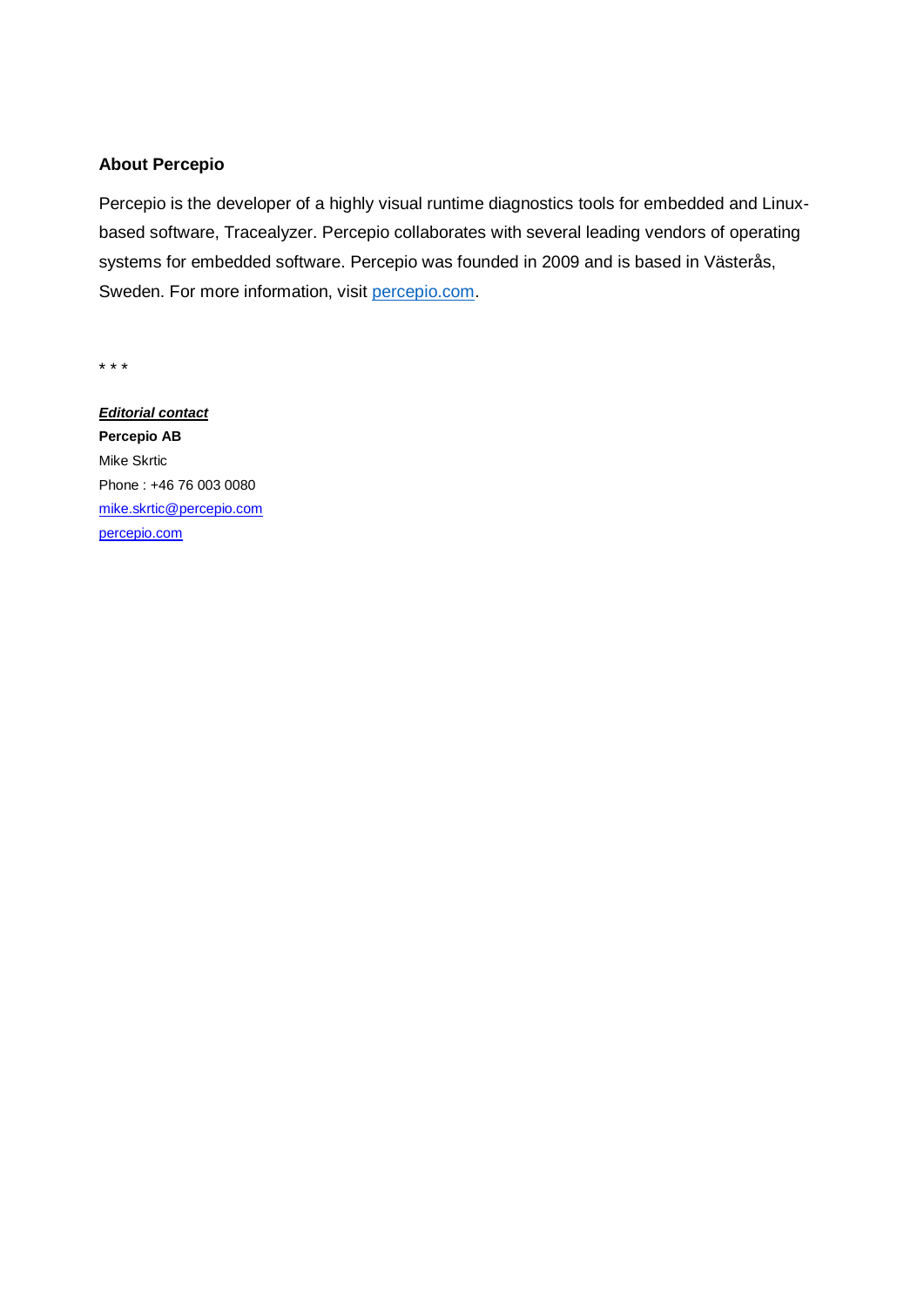**About Percepio**

Percepio is the developer of a highly visual runtime diagnostics tools for embedded and Linux-based software, Tracealyzer. Percepio collaborates with several leading vendors of operating systems for embedded software. Percepio was founded in 2009 and is based in Västerås, Sweden. For more information, visit [percepio.com](http://percepio.com).

* * *

***Editorial contact***
**Percepio AB**
Mike Skrtic
Phone : +46 76 003 0080
[mike.skrtic@percepio.com](mailto:mike.skrtic@percepio.com)
[percepio.com](http://percepio.com)